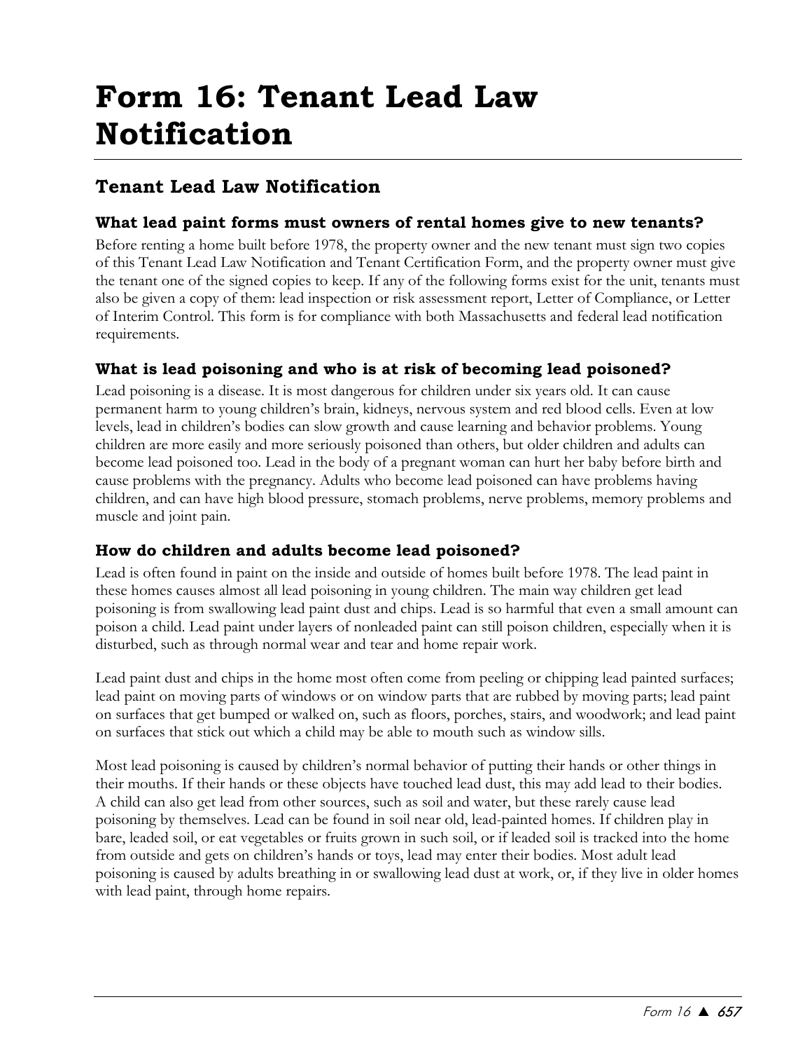# Form 16: Tenant Lead Law Notification

## Tenant Lead Law Notification

### What lead paint forms must owners of rental homes give to new tenants?

Before renting a home built before 1978, the property owner and the new tenant must sign two copies of this Tenant Lead Law Notification and Tenant Certification Form, and the property owner must give the tenant one of the signed copies to keep. If any of the following forms exist for the unit, tenants must also be given a copy of them: lead inspection or risk assessment report, Letter of Compliance, or Letter of Interim Control. This form is for compliance with both Massachusetts and federal lead notification requirements.

### What is lead poisoning and who is at risk of becoming lead poisoned?

Lead poisoning is a disease. It is most dangerous for children under six years old. It can cause permanent harm to young children's brain, kidneys, nervous system and red blood cells. Even at low levels, lead in children's bodies can slow growth and cause learning and behavior problems. Young children are more easily and more seriously poisoned than others, but older children and adults can become lead poisoned too. Lead in the body of a pregnant woman can hurt her baby before birth and cause problems with the pregnancy. Adults who become lead poisoned can have problems having children, and can have high blood pressure, stomach problems, nerve problems, memory problems and muscle and joint pain.

### How do children and adults become lead poisoned?

Lead is often found in paint on the inside and outside of homes built before 1978. The lead paint in these homes causes almost all lead poisoning in young children. The main way children get lead poisoning is from swallowing lead paint dust and chips. Lead is so harmful that even a small amount can poison a child. Lead paint under layers of nonleaded paint can still poison children, especially when it is disturbed, such as through normal wear and tear and home repair work.

Lead paint dust and chips in the home most often come from peeling or chipping lead painted surfaces; lead paint on moving parts of windows or on window parts that are rubbed by moving parts; lead paint on surfaces that get bumped or walked on, such as floors, porches, stairs, and woodwork; and lead paint on surfaces that stick out which a child may be able to mouth such as window sills.

Most lead poisoning is caused by children's normal behavior of putting their hands or other things in their mouths. If their hands or these objects have touched lead dust, this may add lead to their bodies. A child can also get lead from other sources, such as soil and water, but these rarely cause lead poisoning by themselves. Lead can be found in soil near old, lead-painted homes. If children play in bare, leaded soil, or eat vegetables or fruits grown in such soil, or if leaded soil is tracked into the home from outside and gets on children's hands or toys, lead may enter their bodies. Most adult lead poisoning is caused by adults breathing in or swallowing lead dust at work, or, if they live in older homes with lead paint, through home repairs.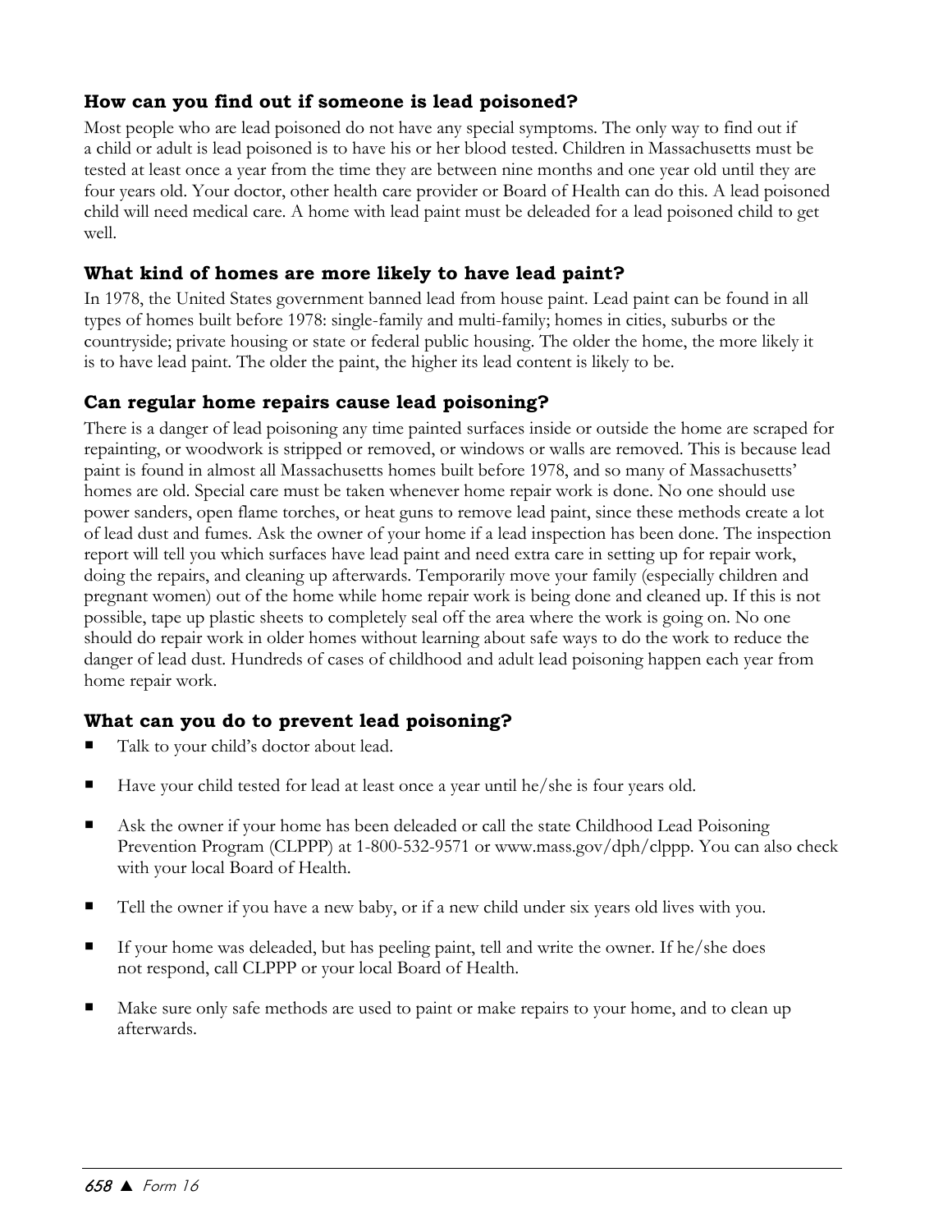### How can you find out if someone is lead poisoned?

Most people who are lead poisoned do not have any special symptoms. The only way to find out if a child or adult is lead poisoned is to have his or her blood tested. Children in Massachusetts must be tested at least once a year from the time they are between nine months and one year old until they are four years old. Your doctor, other health care provider or Board of Health can do this. A lead poisoned child will need medical care. A home with lead paint must be deleaded for a lead poisoned child to get well.

### What kind of homes are more likely to have lead paint?

In 1978, the United States government banned lead from house paint. Lead paint can be found in all types of homes built before 1978: single-family and multi-family; homes in cities, suburbs or the countryside; private housing or state or federal public housing. The older the home, the more likely it is to have lead paint. The older the paint, the higher its lead content is likely to be.

### Can regular home repairs cause lead poisoning?

There is a danger of lead poisoning any time painted surfaces inside or outside the home are scraped for repainting, or woodwork is stripped or removed, or windows or walls are removed. This is because lead paint is found in almost all Massachusetts homes built before 1978, and so many of Massachusetts' homes are old. Special care must be taken whenever home repair work is done. No one should use power sanders, open flame torches, or heat guns to remove lead paint, since these methods create a lot of lead dust and fumes. Ask the owner of your home if a lead inspection has been done. The inspection report will tell you which surfaces have lead paint and need extra care in setting up for repair work, doing the repairs, and cleaning up afterwards. Temporarily move your family (especially children and pregnant women) out of the home while home repair work is being done and cleaned up. If this is not possible, tape up plastic sheets to completely seal off the area where the work is going on. No one should do repair work in older homes without learning about safe ways to do the work to reduce the danger of lead dust. Hundreds of cases of childhood and adult lead poisoning happen each year from home repair work.

### What can you do to prevent lead poisoning?

- Talk to your child's doctor about lead.
- Have your child tested for lead at least once a year until he/she is four years old.
- Ask the owner if your home has been deleaded or call the state Childhood Lead Poisoning Prevention Program (CLPPP) at 1-800-532-9571 or www.mass.gov/dph/clppp. You can also check with your local Board of Health.
- Tell the owner if you have a new baby, or if a new child under six years old lives with you.
- If your home was deleaded, but has peeling paint, tell and write the owner. If he/she does not respond, call CLPPP or your local Board of Health.
- Make sure only safe methods are used to paint or make repairs to your home, and to clean up afterwards.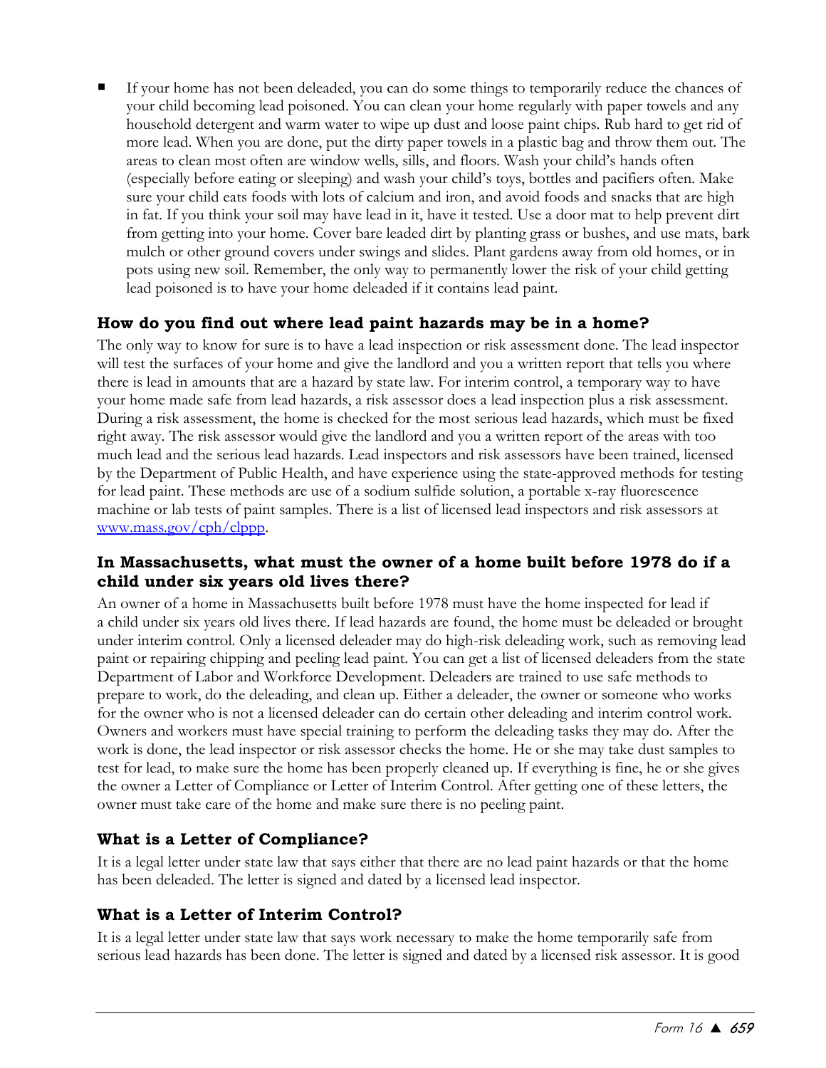- If your home has not been deleaded, you can do some things to temporarily reduce the chances of your child becoming lead poisoned. You can clean your home regularly with paper towels and any household detergent and warm water to wipe up dust and loose paint chips. Rub hard to get rid of more lead. When you are done, put the dirty paper towels in a plastic bag and throw them out. The areas to clean most often are window wells, sills, and floors. Wash your child's hands often (especially before eating or sleeping) and wash your child's toys, bottles and pacifiers often. Make sure your child eats foods with lots of calcium and iron, and avoid foods and snacks that are high in fat. If you think your soil may have lead in it, have it tested. Use a door mat to help prevent dirt from getting into your home. Cover bare leaded dirt by planting grass or bushes, and use mats, bark mulch or other ground covers under swings and slides. Plant gardens away from old homes, or in pots using new soil. Remember, the only way to permanently lower the risk of your child getting lead poisoned is to have your home deleaded if it contains lead paint.

### How do you find out where lead paint hazards may be in a home?

The only way to know for sure is to have a lead inspection or risk assessment done. The lead inspector will test the surfaces of your home and give the landlord and you a written report that tells you where there is lead in amounts that are a hazard by state law. For interim control, a temporary way to have your home made safe from lead hazards, a risk assessor does a lead inspection plus a risk assessment. During a risk assessment, the home is checked for the most serious lead hazards, which must be fixed right away. The risk assessor would give the landlord and you a written report of the areas with too much lead and the serious lead hazards. Lead inspectors and risk assessors have been trained, licensed by the Department of Public Health, and have experience using the state-approved methods for testing for lead paint. These methods are use of a sodium sulfide solution, a portable x-ray fluorescence machine or lab tests of paint samples. There is a list of licensed lead inspectors and risk assessors at www.mass.gov/cph/clppp.

### In Massachusetts, what must the owner of a home built before 1978 do if a child under six years old lives there?

An owner of a home in Massachusetts built before 1978 must have the home inspected for lead if a child under six years old lives there. If lead hazards are found, the home must be deleaded or brought under interim control. Only a licensed deleader may do high-risk deleading work, such as removing lead paint or repairing chipping and peeling lead paint. You can get a list of licensed deleaders from the state Department of Labor and Workforce Development. Deleaders are trained to use safe methods to prepare to work, do the deleading, and clean up. Either a deleader, the owner or someone who works for the owner who is not a licensed deleader can do certain other deleading and interim control work. Owners and workers must have special training to perform the deleading tasks they may do. After the work is done, the lead inspector or risk assessor checks the home. He or she may take dust samples to test for lead, to make sure the home has been properly cleaned up. If everything is fine, he or she gives the owner a Letter of Compliance or Letter of Interim Control. After getting one of these letters, the owner must take care of the home and make sure there is no peeling paint.

### What is a Letter of Compliance?

It is a legal letter under state law that says either that there are no lead paint hazards or that the home has been deleaded. The letter is signed and dated by a licensed lead inspector.

### What is a Letter of Interim Control?

It is a legal letter under state law that says work necessary to make the home temporarily safe from serious lead hazards has been done. The letter is signed and dated by a licensed risk assessor. It is good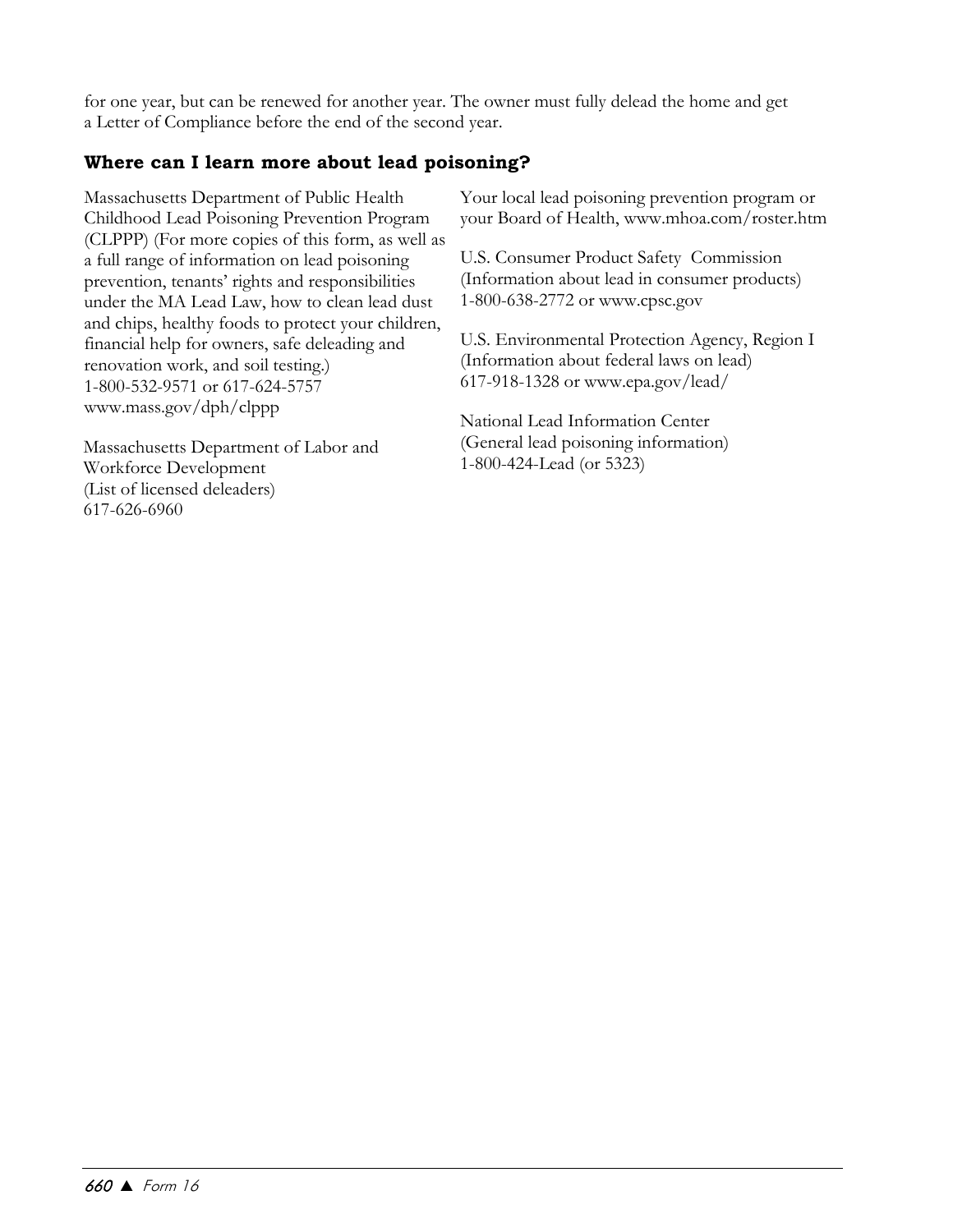for one year, but can be renewed for another year. The owner must fully delead the home and get a Letter of Compliance before the end of the second year.

## Where can I learn more about lead poisoning?

Massachusetts Department of Public Health Childhood Lead Poisoning Prevention Program (CLPPP) (For more copies of this form, as well as a full range of information on lead poisoning prevention, tenants' rights and responsibilities under the MA Lead Law, how to clean lead dust and chips, healthy foods to protect your children, financial help for owners, safe deleading and renovation work, and soil testing.)
1-800-532-9571 or 617-624-5757
www.mass.gov/dph/clppp

Massachusetts Department of Labor and Workforce Development
(List of licensed deleaders)
617-626-6960

Your local lead poisoning prevention program or your Board of Health, www.mhoa.com/roster.htm

U.S. Consumer Product Safety Commission
(Information about lead in consumer products)
1-800-638-2772 or www.cpsc.gov

U.S. Environmental Protection Agency, Region I
(Information about federal laws on lead)
617-918-1328 or www.epa.gov/lead/

National Lead Information Center
(General lead poisoning information)
1-800-424-Lead (or 5323)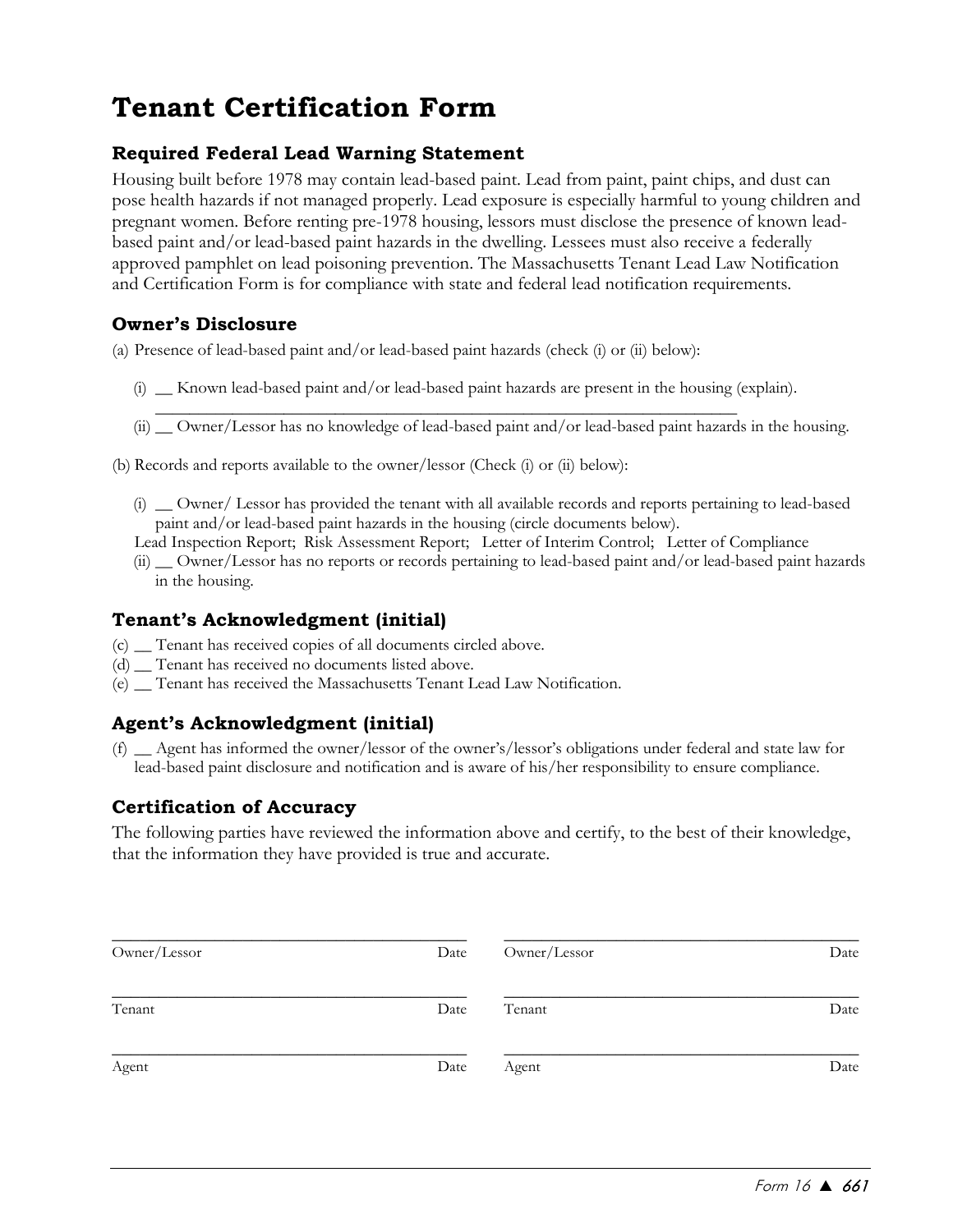# Tenant Certification Form

## Required Federal Lead Warning Statement

Housing built before 1978 may contain lead-based paint. Lead from paint, paint chips, and dust can pose health hazards if not managed properly. Lead exposure is especially harmful to young children and pregnant women. Before renting pre-1978 housing, lessors must disclose the presence of known lead-based paint and/or lead-based paint hazards in the dwelling. Lessees must also receive a federally approved pamphlet on lead poisoning prevention. The Massachusetts Tenant Lead Law Notification and Certification Form is for compliance with state and federal lead notification requirements.

## Owner's Disclosure

(a) Presence of lead-based paint and/or lead-based paint hazards (check (i) or (ii) below):

(i) __ Known lead-based paint and/or lead-based paint hazards are present in the housing (explain).

_______________________________________________________________________

(ii) __ Owner/Lessor has no knowledge of lead-based paint and/or lead-based paint hazards in the housing.

(b) Records and reports available to the owner/lessor (Check (i) or (ii) below):

(i) __ Owner/ Lessor has provided the tenant with all available records and reports pertaining to lead-based paint and/or lead-based paint hazards in the housing (circle documents below).

Lead Inspection Report; Risk Assessment Report; Letter of Interim Control; Letter of Compliance

(ii) __ Owner/Lessor has no reports or records pertaining to lead-based paint and/or lead-based paint hazards in the housing.

## Tenant's Acknowledgment (initial)

(c) __ Tenant has received copies of all documents circled above.

(d) __ Tenant has received no documents listed above.

(e) __ Tenant has received the Massachusetts Tenant Lead Law Notification.

## Agent's Acknowledgment (initial)

(f) __ Agent has informed the owner/lessor of the owner's/lessor's obligations under federal and state law for lead-based paint disclosure and notification and is aware of his/her responsibility to ensure compliance.

## Certification of Accuracy

The following parties have reviewed the information above and certify, to the best of their knowledge, that the information they have provided is true and accurate.

| | | | |
|---|---|---|---|
| Owner/Lessor | Date | Owner/Lessor | Date |
| Tenant | Date | Tenant | Date |
| Agent | Date | Agent | Date |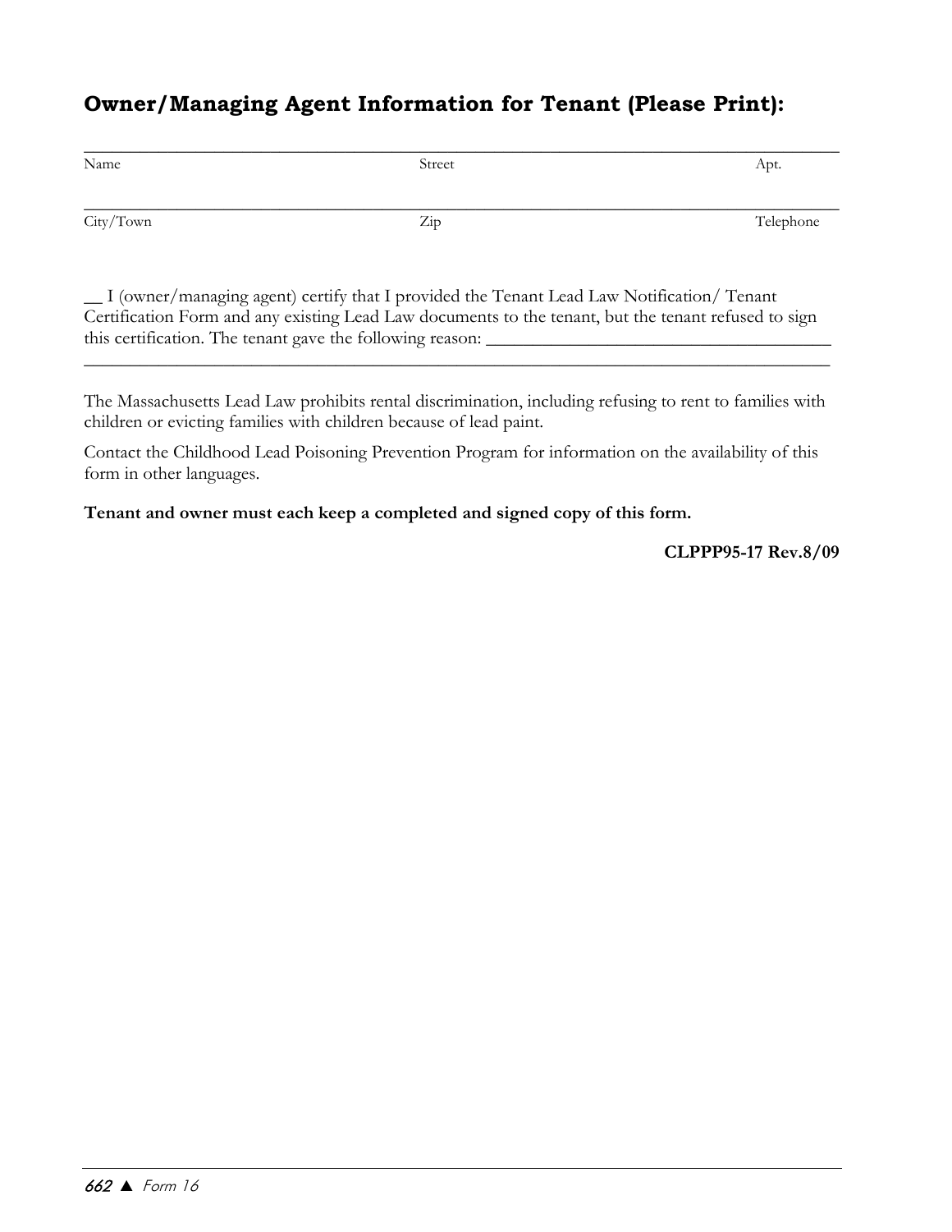## Owner/Managing Agent Information for Tenant (Please Print):

______________________________________________________________________________

Name                                        Street                                        Apt.

______________________________________________________________________________

City/Town                                        Zip                                        Telephone

__ I (owner/managing agent) certify that I provided the Tenant Lead Law Notification/ Tenant Certification Form and any existing Lead Law documents to the tenant, but the tenant refused to sign this certification. The tenant gave the following reason: ______________________________________
______________________________________________________________________________

The Massachusetts Lead Law prohibits rental discrimination, including refusing to rent to families with children or evicting families with children because of lead paint.

Contact the Childhood Lead Poisoning Prevention Program for information on the availability of this form in other languages.

**Tenant and owner must each keep a completed and signed copy of this form.**

**CLPPP95-17 Rev.8/09**